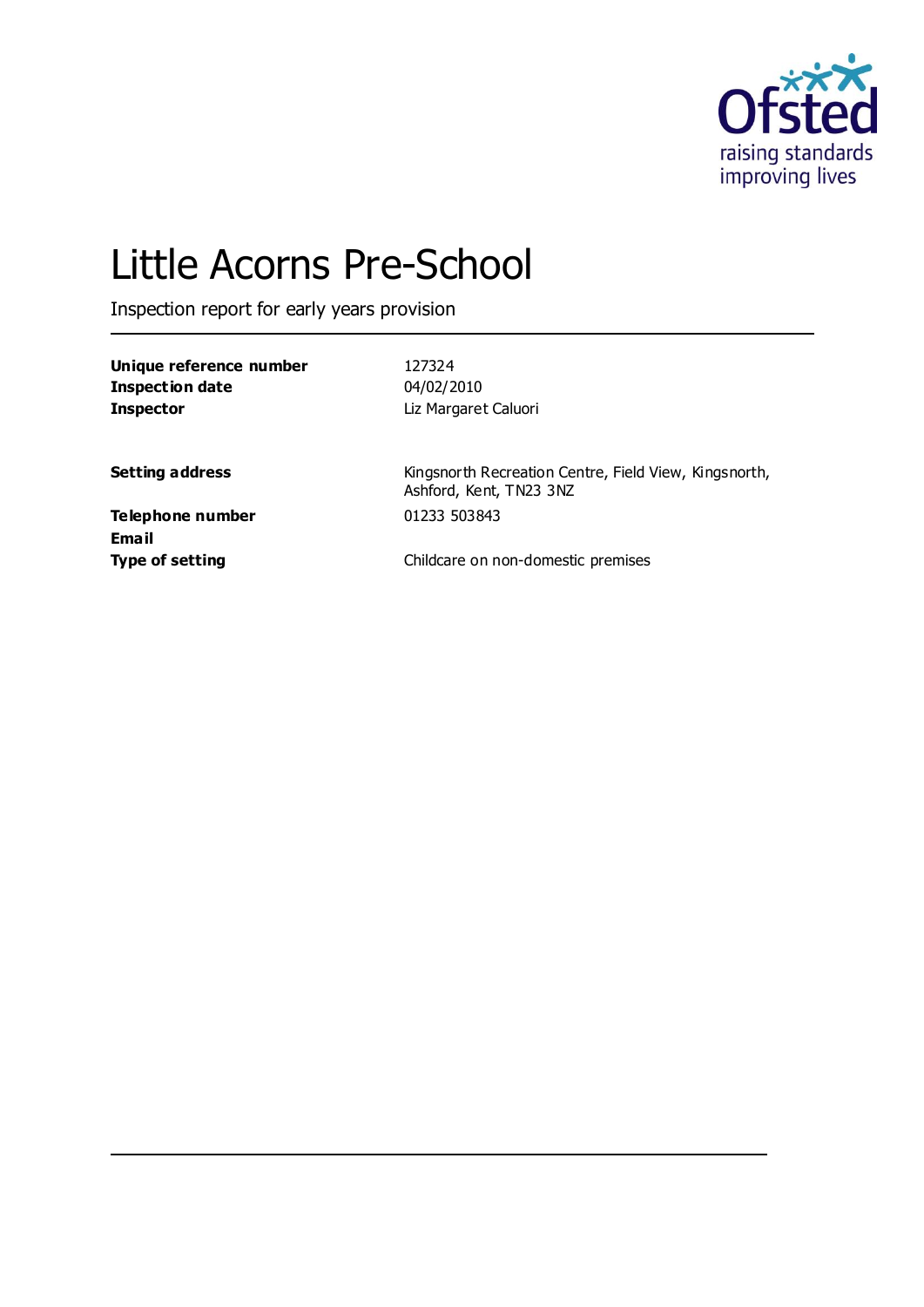Ofsted
raising standards
improving lives

# Little Acorns Pre-School

Inspection report for early years provision

| | |
|---|---|
| **Unique reference number** | 127324 |
| **Inspection date** | 04/02/2010 |
| **Inspector** | Liz Margaret Caluori |

| | |
|---|---|
| **Setting address** | Kingsnorth Recreation Centre, Field View, Kingsnorth, Ashford, Kent, TN23 3NZ |
| **Telephone number** | 01233 503843 |
| **Email** | |
| **Type of setting** | Childcare on non-domestic premises |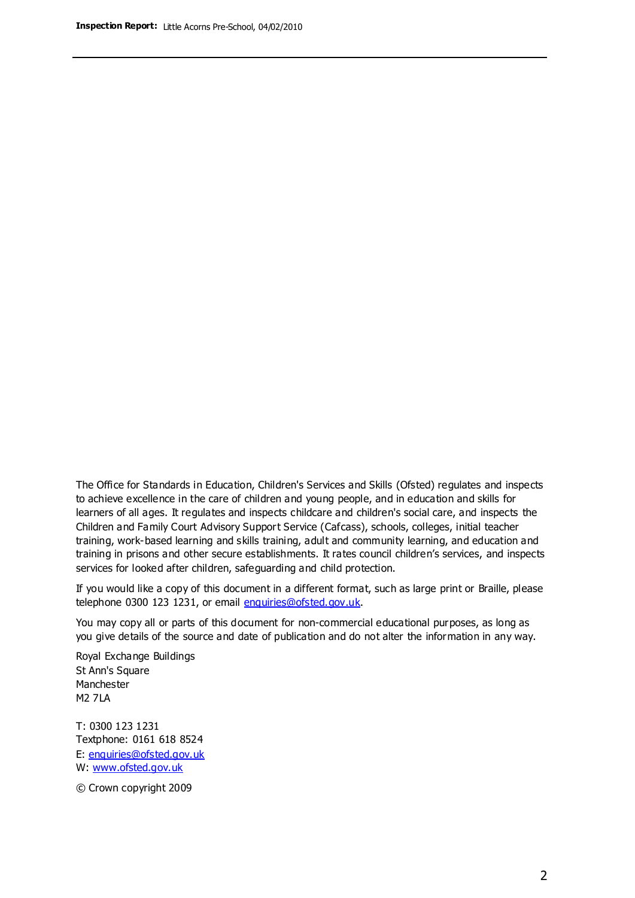The Office for Standards in Education, Children's Services and Skills (Ofsted) regulates and inspects to achieve excellence in the care of children and young people, and in education and skills for learners of all ages. It regulates and inspects childcare and children's social care, and inspects the Children and Family Court Advisory Support Service (Cafcass), schools, colleges, initial teacher training, work-based learning and skills training, adult and community learning, and education and training in prisons and other secure establishments. It rates council children's services, and inspects services for looked after children, safeguarding and child protection.

If you would like a copy of this document in a different format, such as large print or Braille, please telephone 0300 123 1231, or email enquiries@ofsted.gov.uk.

You may copy all or parts of this document for non-commercial educational purposes, as long as you give details of the source and date of publication and do not alter the information in any way.

Royal Exchange Buildings
St Ann's Square
Manchester
M2 7LA

T: 0300 123 1231
Textphone: 0161 618 8524
E: enquiries@ofsted.gov.uk
W: www.ofsted.gov.uk

© Crown copyright 2009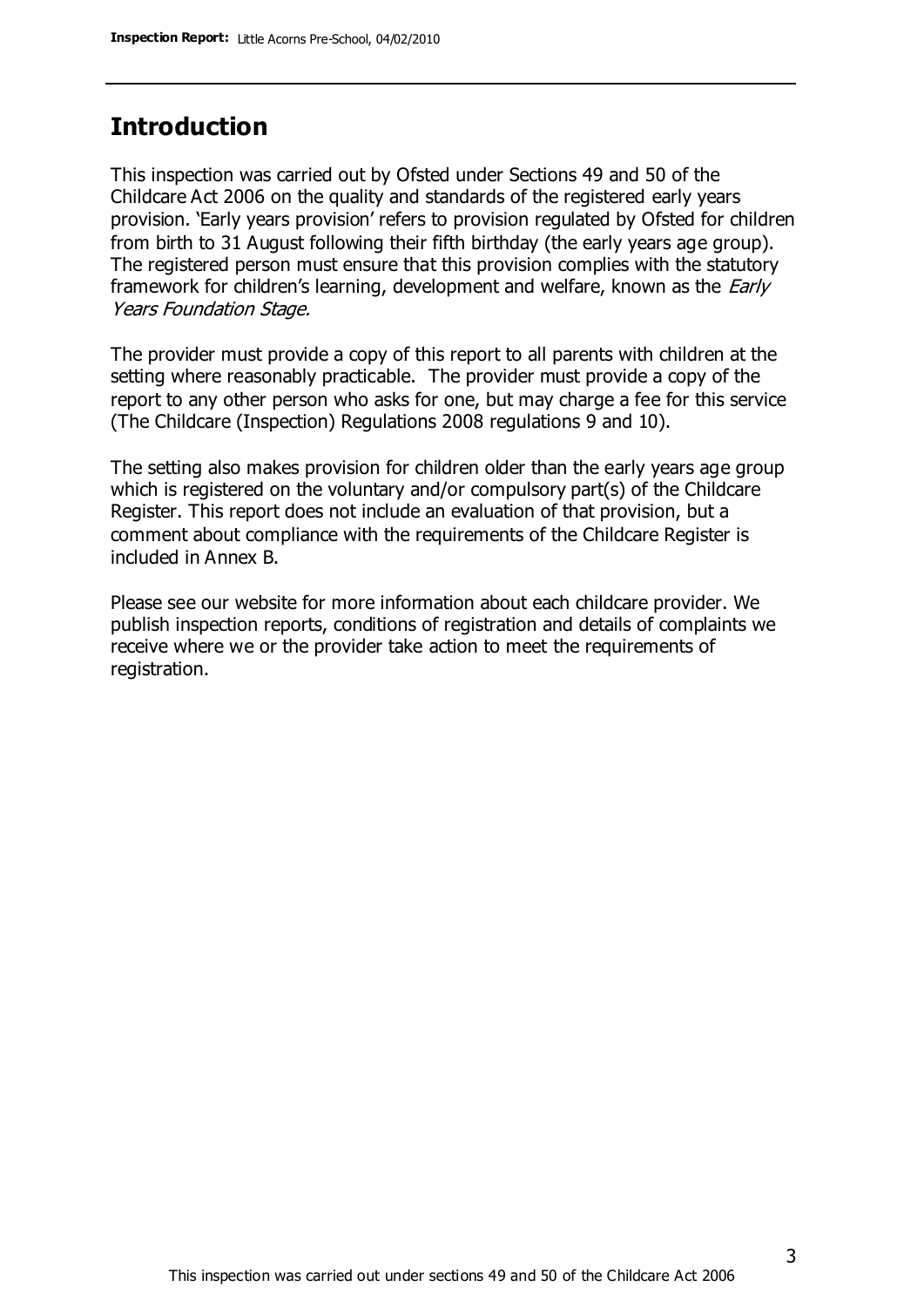## Introduction

This inspection was carried out by Ofsted under Sections 49 and 50 of the Childcare Act 2006 on the quality and standards of the registered early years provision. 'Early years provision' refers to provision regulated by Ofsted for children from birth to 31 August following their fifth birthday (the early years age group). The registered person must ensure that this provision complies with the statutory framework for children's learning, development and welfare, known as the *Early Years Foundation Stage.*

The provider must provide a copy of this report to all parents with children at the setting where reasonably practicable. The provider must provide a copy of the report to any other person who asks for one, but may charge a fee for this service (The Childcare (Inspection) Regulations 2008 regulations 9 and 10).

The setting also makes provision for children older than the early years age group which is registered on the voluntary and/or compulsory part(s) of the Childcare Register. This report does not include an evaluation of that provision, but a comment about compliance with the requirements of the Childcare Register is included in Annex B.

Please see our website for more information about each childcare provider. We publish inspection reports, conditions of registration and details of complaints we receive where we or the provider take action to meet the requirements of registration.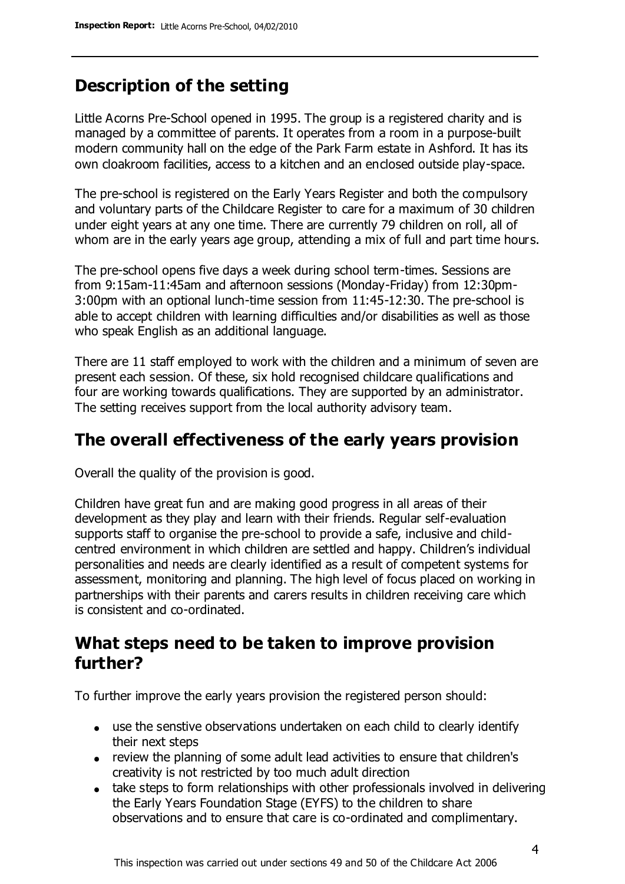## Description of the setting

Little Acorns Pre-School opened in 1995. The group is a registered charity and is managed by a committee of parents. It operates from a room in a purpose-built modern community hall on the edge of the Park Farm estate in Ashford. It has its own cloakroom facilities, access to a kitchen and an enclosed outside play-space.

The pre-school is registered on the Early Years Register and both the compulsory and voluntary parts of the Childcare Register to care for a maximum of 30 children under eight years at any one time. There are currently 79 children on roll, all of whom are in the early years age group, attending a mix of full and part time hours.

The pre-school opens five days a week during school term-times. Sessions are from 9:15am-11:45am and afternoon sessions (Monday-Friday) from 12:30pm-3:00pm with an optional lunch-time session from 11:45-12:30. The pre-school is able to accept children with learning difficulties and/or disabilities as well as those who speak English as an additional language.

There are 11 staff employed to work with the children and a minimum of seven are present each session. Of these, six hold recognised childcare qualifications and four are working towards qualifications. They are supported by an administrator. The setting receives support from the local authority advisory team.

## The overall effectiveness of the early years provision

Overall the quality of the provision is good.

Children have great fun and are making good progress in all areas of their development as they play and learn with their friends. Regular self-evaluation supports staff to organise the pre-school to provide a safe, inclusive and child-centred environment in which children are settled and happy. Children's individual personalities and needs are clearly identified as a result of competent systems for assessment, monitoring and planning. The high level of focus placed on working in partnerships with their parents and carers results in children receiving care which is consistent and co-ordinated.

## What steps need to be taken to improve provision further?

To further improve the early years provision the registered person should:

- use the senstive observations undertaken on each child to clearly identify their next steps
- review the planning of some adult lead activities to ensure that children's creativity is not restricted by too much adult direction
- take steps to form relationships with other professionals involved in delivering the Early Years Foundation Stage (EYFS) to the children to share observations and to ensure that care is co-ordinated and complimentary.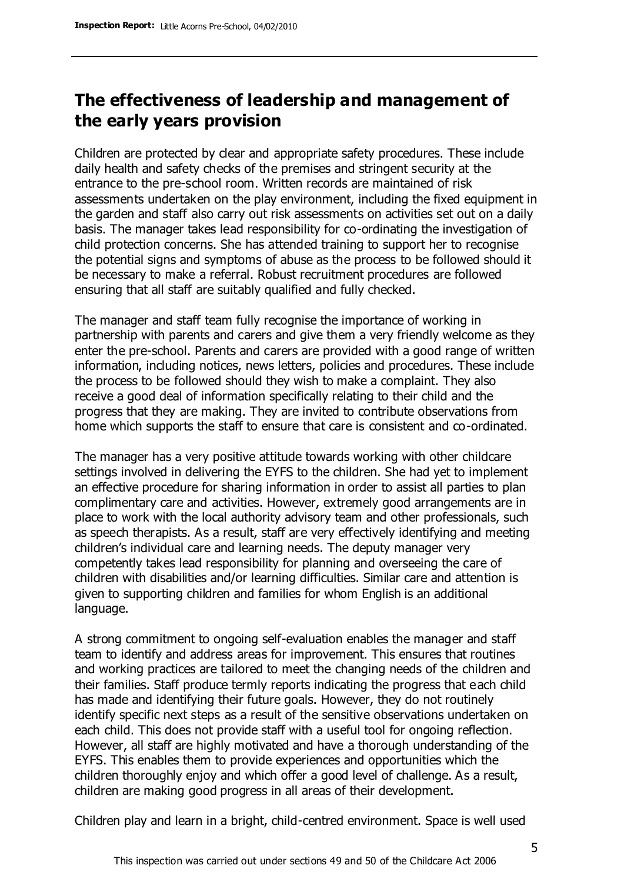## The effectiveness of leadership and management of the early years provision

Children are protected by clear and appropriate safety procedures. These include daily health and safety checks of the premises and stringent security at the entrance to the pre-school room. Written records are maintained of risk assessments undertaken on the play environment, including the fixed equipment in the garden and staff also carry out risk assessments on activities set out on a daily basis. The manager takes lead responsibility for co-ordinating the investigation of child protection concerns. She has attended training to support her to recognise the potential signs and symptoms of abuse as the process to be followed should it be necessary to make a referral. Robust recruitment procedures are followed ensuring that all staff are suitably qualified and fully checked.

The manager and staff team fully recognise the importance of working in partnership with parents and carers and give them a very friendly welcome as they enter the pre-school. Parents and carers are provided with a good range of written information, including notices, news letters, policies and procedures. These include the process to be followed should they wish to make a complaint. They also receive a good deal of information specifically relating to their child and the progress that they are making. They are invited to contribute observations from home which supports the staff to ensure that care is consistent and co-ordinated.

The manager has a very positive attitude towards working with other childcare settings involved in delivering the EYFS to the children. She had yet to implement an effective procedure for sharing information in order to assist all parties to plan complimentary care and activities. However, extremely good arrangements are in place to work with the local authority advisory team and other professionals, such as speech therapists. As a result, staff are very effectively identifying and meeting children's individual care and learning needs. The deputy manager very competently takes lead responsibility for planning and overseeing the care of children with disabilities and/or learning difficulties. Similar care and attention is given to supporting children and families for whom English is an additional language.

A strong commitment to ongoing self-evaluation enables the manager and staff team to identify and address areas for improvement. This ensures that routines and working practices are tailored to meet the changing needs of the children and their families. Staff produce termly reports indicating the progress that each child has made and identifying their future goals. However, they do not routinely identify specific next steps as a result of the sensitive observations undertaken on each child. This does not provide staff with a useful tool for ongoing reflection. However, all staff are highly motivated and have a thorough understanding of the EYFS. This enables them to provide experiences and opportunities which the children thoroughly enjoy and which offer a good level of challenge. As a result, children are making good progress in all areas of their development.

Children play and learn in a bright, child-centred environment. Space is well used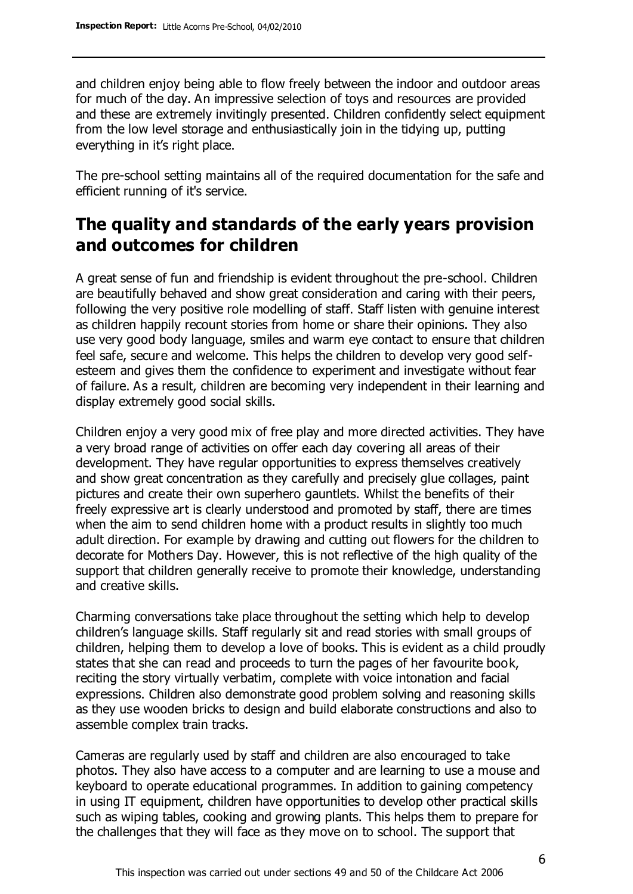and children enjoy being able to flow freely between the indoor and outdoor areas for much of the day. An impressive selection of toys and resources are provided and these are extremely invitingly presented. Children confidently select equipment from the low level storage and enthusiastically join in the tidying up, putting everything in it's right place.

The pre-school setting maintains all of the required documentation for the safe and efficient running of it's service.

## The quality and standards of the early years provision and outcomes for children

A great sense of fun and friendship is evident throughout the pre-school. Children are beautifully behaved and show great consideration and caring with their peers, following the very positive role modelling of staff. Staff listen with genuine interest as children happily recount stories from home or share their opinions. They also use very good body language, smiles and warm eye contact to ensure that children feel safe, secure and welcome. This helps the children to develop very good self-esteem and gives them the confidence to experiment and investigate without fear of failure. As a result, children are becoming very independent in their learning and display extremely good social skills.

Children enjoy a very good mix of free play and more directed activities. They have a very broad range of activities on offer each day covering all areas of their development. They have regular opportunities to express themselves creatively and show great concentration as they carefully and precisely glue collages, paint pictures and create their own superhero gauntlets. Whilst the benefits of their freely expressive art is clearly understood and promoted by staff, there are times when the aim to send children home with a product results in slightly too much adult direction. For example by drawing and cutting out flowers for the children to decorate for Mothers Day. However, this is not reflective of the high quality of the support that children generally receive to promote their knowledge, understanding and creative skills.

Charming conversations take place throughout the setting which help to develop children's language skills. Staff regularly sit and read stories with small groups of children, helping them to develop a love of books. This is evident as a child proudly states that she can read and proceeds to turn the pages of her favourite book, reciting the story virtually verbatim, complete with voice intonation and facial expressions. Children also demonstrate good problem solving and reasoning skills as they use wooden bricks to design and build elaborate constructions and also to assemble complex train tracks.

Cameras are regularly used by staff and children are also encouraged to take photos. They also have access to a computer and are learning to use a mouse and keyboard to operate educational programmes. In addition to gaining competency in using IT equipment, children have opportunities to develop other practical skills such as wiping tables, cooking and growing plants. This helps them to prepare for the challenges that they will face as they move on to school. The support that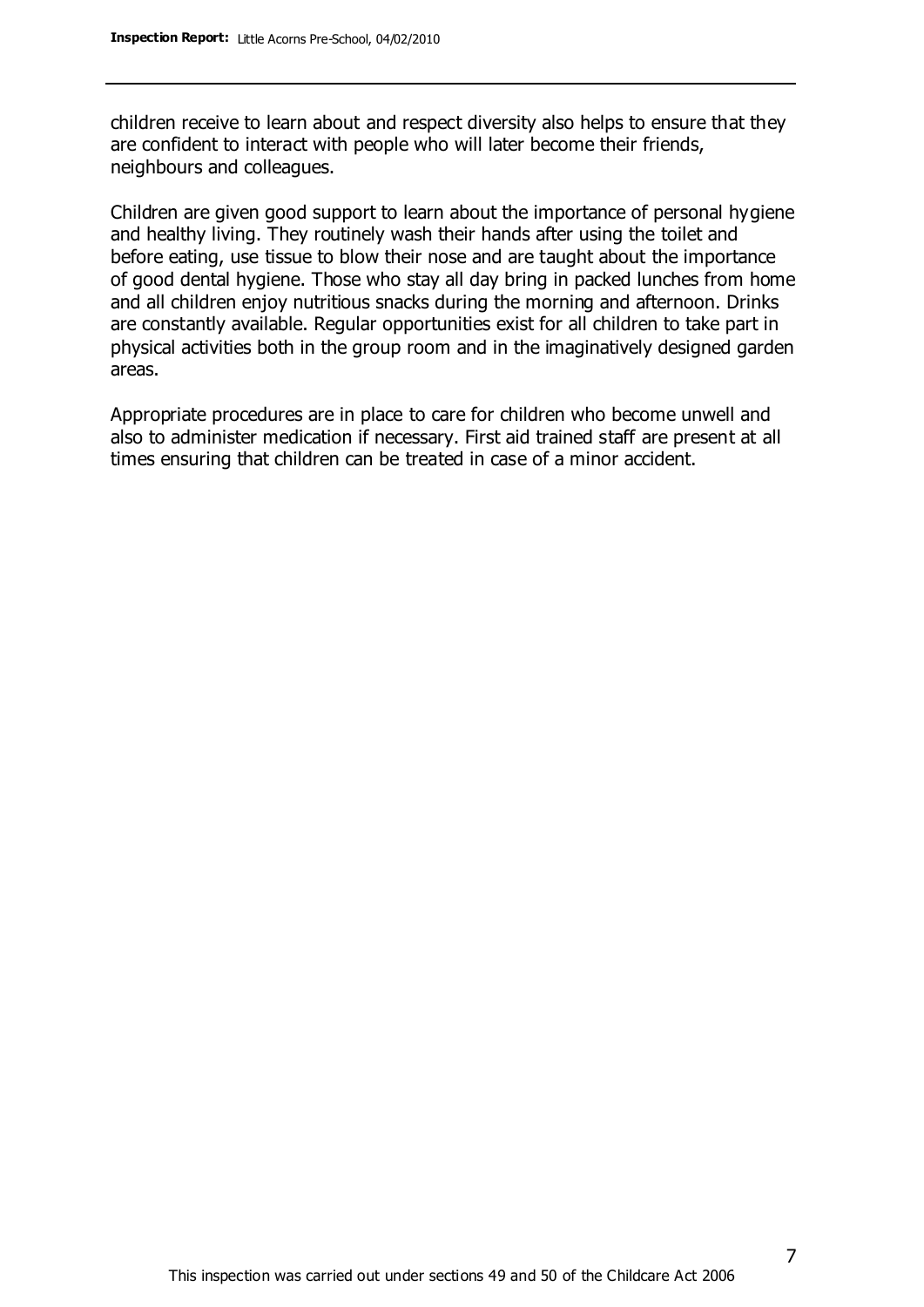children receive to learn about and respect diversity also helps to ensure that they are confident to interact with people who will later become their friends, neighbours and colleagues.

Children are given good support to learn about the importance of personal hygiene and healthy living. They routinely wash their hands after using the toilet and before eating, use tissue to blow their nose and are taught about the importance of good dental hygiene. Those who stay all day bring in packed lunches from home and all children enjoy nutritious snacks during the morning and afternoon. Drinks are constantly available. Regular opportunities exist for all children to take part in physical activities both in the group room and in the imaginatively designed garden areas.

Appropriate procedures are in place to care for children who become unwell and also to administer medication if necessary. First aid trained staff are present at all times ensuring that children can be treated in case of a minor accident.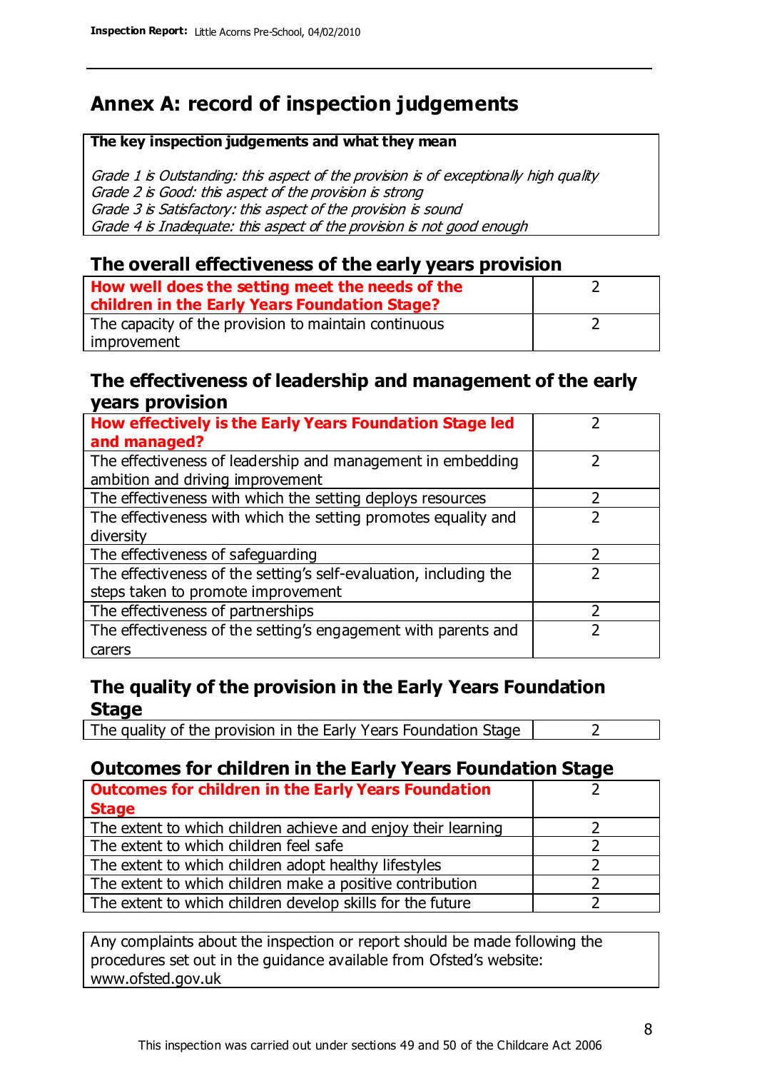# Annex A: record of inspection judgements

**The key inspection judgements and what they mean**

*Grade 1 is Outstanding: this aspect of the provision is of exceptionally high quality*
*Grade 2 is Good: this aspect of the provision is strong*
*Grade 3 is Satisfactory: this aspect of the provision is sound*
*Grade 4 is Inadequate: this aspect of the provision is not good enough*

## The overall effectiveness of the early years provision

| How well does the setting meet the needs of the children in the Early Years Foundation Stage? | 2 |
|---|---|
| The capacity of the provision to maintain continuous improvement | 2 |

## The effectiveness of leadership and management of the early years provision

| How effectively is the Early Years Foundation Stage led and managed? | 2 |
|---|---|
| The effectiveness of leadership and management in embedding ambition and driving improvement | 2 |
| The effectiveness with which the setting deploys resources | 2 |
| The effectiveness with which the setting promotes equality and diversity | 2 |
| The effectiveness of safeguarding | 2 |
| The effectiveness of the setting's self-evaluation, including the steps taken to promote improvement | 2 |
| The effectiveness of partnerships | 2 |
| The effectiveness of the setting's engagement with parents and carers | 2 |

## The quality of the provision in the Early Years Foundation Stage

| The quality of the provision in the Early Years Foundation Stage | 2 |
|---|---|

## Outcomes for children in the Early Years Foundation Stage

| Outcomes for children in the Early Years Foundation Stage | 2 |
|---|---|
| The extent to which children achieve and enjoy their learning | 2 |
| The extent to which children feel safe | 2 |
| The extent to which children adopt healthy lifestyles | 2 |
| The extent to which children make a positive contribution | 2 |
| The extent to which children develop skills for the future | 2 |

Any complaints about the inspection or report should be made following the procedures set out in the guidance available from Ofsted's website: www.ofsted.gov.uk

This inspection was carried out under sections 49 and 50 of the Childcare Act 2006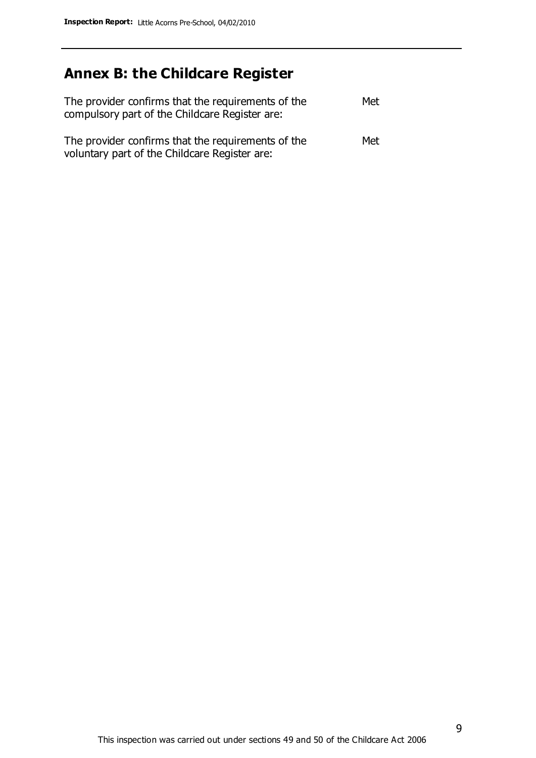## Annex B: the Childcare Register

| | |
|---|---|
| The provider confirms that the requirements of the compulsory part of the Childcare Register are: | Met |
| The provider confirms that the requirements of the voluntary part of the Childcare Register are: | Met |

This inspection was carried out under sections 49 and 50 of the Childcare Act 2006